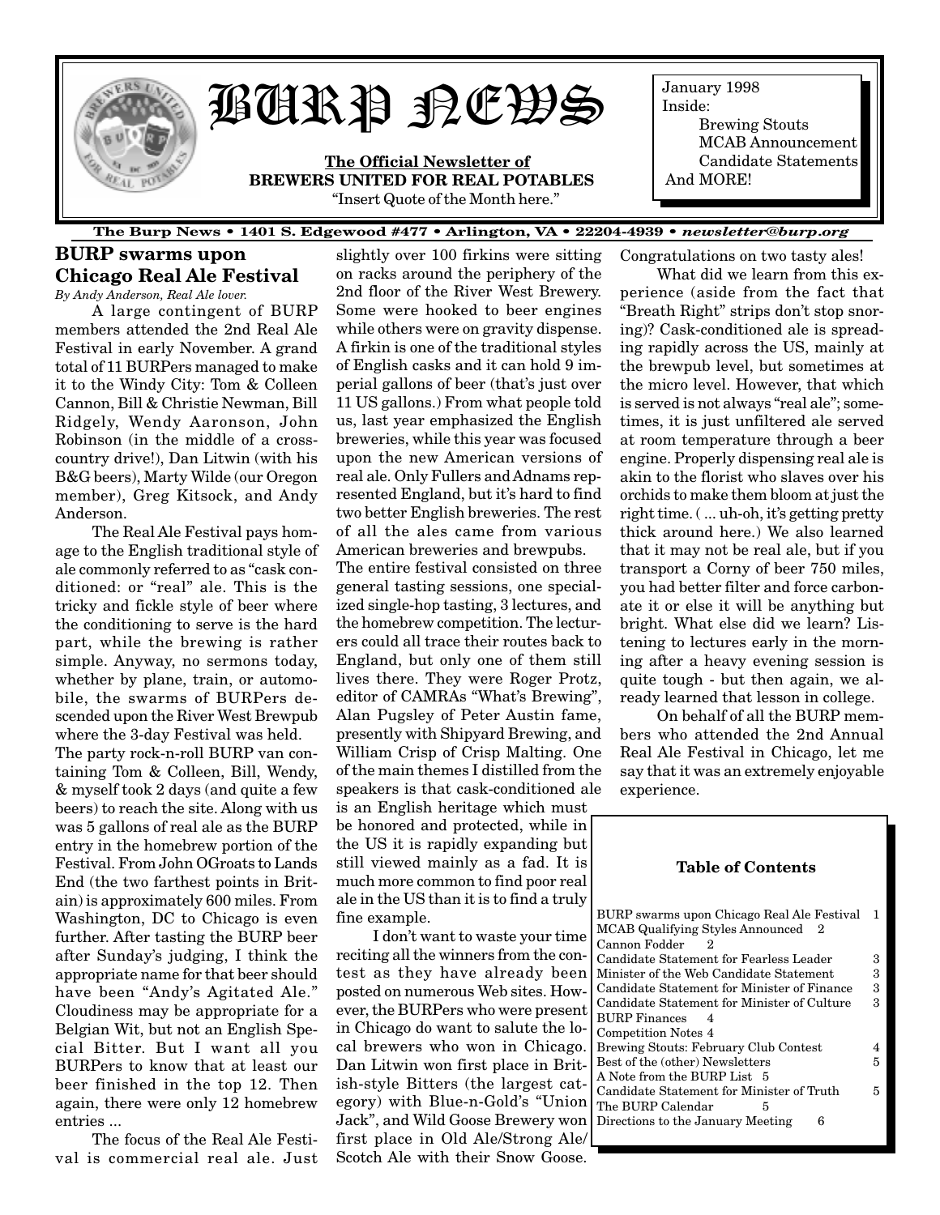# BURP NEWS

**The Official Newsletter of BREWERS UNITED FOR REAL POTABLES**

"Insert Quote of the Month here."

January 1998
Inside:
Brewing Stouts
MCAB Announcement
Candidate Statements
And MORE!

**The Burp News • 1401 S. Edgewood #477 • Arlington, VA • 22204-4939 • *newsletter@burp.org***

## BURP swarms upon Chicago Real Ale Festival

*By Andy Anderson, Real Ale lover.*

A large contingent of BURP members attended the 2nd Real Ale Festival in early November. A grand total of 11 BURPers managed to make it to the Windy City: Tom & Colleen Cannon, Bill & Christie Newman, Bill Ridgely, Wendy Aaronson, John Robinson (in the middle of a cross-country drive!), Dan Litwin (with his B&G beers), Marty Wilde (our Oregon member), Greg Kitsock, and Andy Anderson.

The Real Ale Festival pays homage to the English traditional style of ale commonly referred to as "cask conditioned: or "real" ale. This is the tricky and fickle style of beer where the conditioning to serve is the hard part, while the brewing is rather simple. Anyway, no sermons today, whether by plane, train, or automobile, the swarms of BURPers descended upon the River West Brewpub where the 3-day Festival was held.

The party rock-n-roll BURP van containing Tom & Colleen, Bill, Wendy, & myself took 2 days (and quite a few beers) to reach the site. Along with us was 5 gallons of real ale as the BURP entry in the homebrew portion of the Festival. From John OGroats to Lands End (the two farthest points in Britain) is approximately 600 miles. From Washington, DC to Chicago is even further. After tasting the BURP beer after Sunday's judging, I think the appropriate name for that beer should have been "Andy's Agitated Ale." Cloudiness may be appropriate for a Belgian Wit, but not an English Special Bitter. But I want all you BURPers to know that at least our beer finished in the top 12. Then again, there were only 12 homebrew entries ...

The focus of the Real Ale Festival is commercial real ale. Just slightly over 100 firkins were sitting on racks around the periphery of the 2nd floor of the River West Brewery. Some were hooked to beer engines while others were on gravity dispense. A firkin is one of the traditional styles of English casks and it can hold 9 imperial gallons of beer (that's just over 11 US gallons.) From what people told us, last year emphasized the English breweries, while this year was focused upon the new American versions of real ale. Only Fullers and Adnams represented England, but it's hard to find two better English breweries. The rest of all the ales came from various American breweries and brewpubs.

The entire festival consisted on three general tasting sessions, one specialized single-hop tasting, 3 lectures, and the homebrew competition. The lecturers could all trace their routes back to England, but only one of them still lives there. They were Roger Protz, editor of CAMRAs "What's Brewing", Alan Pugsley of Peter Austin fame, presently with Shipyard Brewing, and William Crisp of Crisp Malting. One of the main themes I distilled from the speakers is that cask-conditioned ale is an English heritage which must be honored and protected, while in the US it is rapidly expanding but still viewed mainly as a fad. It is much more common to find poor real ale in the US than it is to find a truly fine example.

I don't want to waste your time reciting all the winners from the contest as they have already been posted on numerous Web sites. However, the BURPers who were present in Chicago do want to salute the local brewers who won in Chicago. Dan Litwin won first place in British-style Bitters (the largest category) with Blue-n-Gold's "Union Jack", and Wild Goose Brewery won first place in Old Ale/Strong Ale/Scotch Ale with their Snow Goose. Congratulations on two tasty ales!

What did we learn from this experience (aside from the fact that "Breath Right" strips don't stop snoring)? Cask-conditioned ale is spreading rapidly across the US, mainly at the brewpub level, but sometimes at the micro level. However, that which is served is not always "real ale"; sometimes, it is just unfiltered ale served at room temperature through a beer engine. Properly dispensing real ale is akin to the florist who slaves over his orchids to make them bloom at just the right time. ( ... uh-oh, it's getting pretty thick around here.) We also learned that it may not be real ale, but if you transport a Corny of beer 750 miles, you had better filter and force carbonate it or else it will be anything but bright. What else did we learn? Listening to lectures early in the morning after a heavy evening session is quite tough - but then again, we already learned that lesson in college.

On behalf of all the BURP members who attended the 2nd Annual Real Ale Festival in Chicago, let me say that it was an extremely enjoyable experience.

### Table of Contents

| | |
|---|---|
| BURP swarms upon Chicago Real Ale Festival | 1 |
| MCAB Qualifying Styles Announced | 2 |
| Cannon Fodder | 2 |
| Candidate Statement for Fearless Leader | 3 |
| Minister of the Web Candidate Statement | 3 |
| Candidate Statement for Minister of Finance | 3 |
| Candidate Statement for Minister of Culture | 3 |
| BURP Finances | 4 |
| Competition Notes | 4 |
| Brewing Stouts: February Club Contest | 4 |
| Best of the (other) Newsletters | 5 |
| A Note from the BURP List | 5 |
| Candidate Statement for Minister of Truth | 5 |
| The BURP Calendar | 5 |
| Directions to the January Meeting | 6 |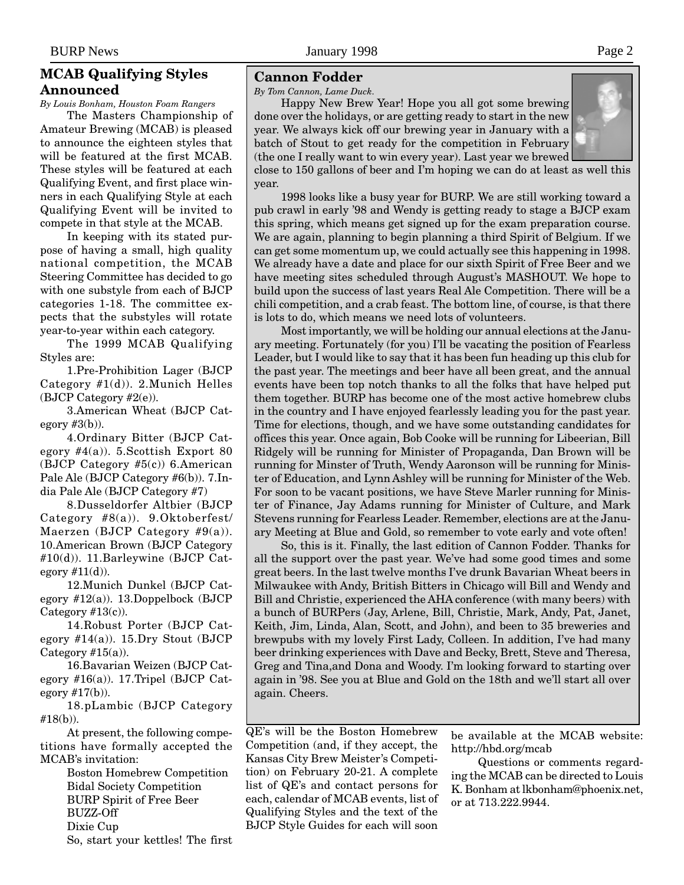## MCAB Qualifying Styles Announced

*By Louis Bonham, Houston Foam Rangers*

The Masters Championship of Amateur Brewing (MCAB) is pleased to announce the eighteen styles that will be featured at the first MCAB. These styles will be featured at each Qualifying Event, and first place winners in each Qualifying Style at each Qualifying Event will be invited to compete in that style at the MCAB.

In keeping with its stated purpose of having a small, high quality national competition, the MCAB Steering Committee has decided to go with one substyle from each of BJCP categories 1-18. The committee expects that the substyles will rotate year-to-year within each category.

The 1999 MCAB Qualifying Styles are:

1.Pre-Prohibition Lager (BJCP Category #1(d)). 2.Munich Helles (BJCP Category #2(e)).

3.American Wheat (BJCP Category #3(b)).

4.Ordinary Bitter (BJCP Category #4(a)). 5.Scottish Export 80 (BJCP Category #5(c)) 6.American Pale Ale (BJCP Category #6(b)). 7.India Pale Ale (BJCP Category #7)

8.Dusseldorfer Altbier (BJCP Category #8(a)). 9.Oktoberfest/ Maerzen (BJCP Category #9(a)). 10.American Brown (BJCP Category #10(d)). 11.Barleywine (BJCP Category #11(d)).

12.Munich Dunkel (BJCP Category #12(a)). 13.Doppelbock (BJCP Category #13(c)).

14.Robust Porter (BJCP Category #14(a)). 15.Dry Stout (BJCP Category #15(a)).

16.Bavarian Weizen (BJCP Category #16(a)). 17.Tripel (BJCP Category #17(b)).

18.pLambic (BJCP Category #18(b)).

At present, the following competitions have formally accepted the MCAB's invitation:

- Boston Homebrew Competition
- Bidal Society Competition
- BURP Spirit of Free Beer
- BUZZ-Off
- Dixie Cup

So, start your kettles! The first QE's will be the Boston Homebrew Competition (and, if they accept, the Kansas City Brew Meister's Competition) on February 20-21. A complete list of QE's and contact persons for each, calendar of MCAB events, list of Qualifying Styles and the text of the BJCP Style Guides for each will soon be available at the MCAB website: http://hbd.org/mcab

Questions or comments regarding the MCAB can be directed to Louis K. Bonham at lkbonham@phoenix.net, or at 713.222.9944.

## Cannon Fodder

*By Tom Cannon, Lame Duck.*

Happy New Brew Year! Hope you all got some brewing done over the holidays, or are getting ready to start in the new year. We always kick off our brewing year in January with a batch of Stout to get ready for the competition in February (the one I really want to win every year). Last year we brewed close to 150 gallons of beer and I'm hoping we can do at least as well this year.

1998 looks like a busy year for BURP. We are still working toward a pub crawl in early '98 and Wendy is getting ready to stage a BJCP exam this spring, which means get signed up for the exam preparation course. We are again, planning to begin planning a third Spirit of Belgium. If we can get some momentum up, we could actually see this happening in 1998. We already have a date and place for our sixth Spirit of Free Beer and we have meeting sites scheduled through August's MASHOUT. We hope to build upon the success of last years Real Ale Competition. There will be a chili competition, and a crab feast. The bottom line, of course, is that there is lots to do, which means we need lots of volunteers.

Most importantly, we will be holding our annual elections at the January meeting. Fortunately (for you) I'll be vacating the position of Fearless Leader, but I would like to say that it has been fun heading up this club for the past year. The meetings and beer have all been great, and the annual events have been top notch thanks to all the folks that have helped put them together. BURP has become one of the most active homebrew clubs in the country and I have enjoyed fearlessly leading you for the past year. Time for elections, though, and we have some outstanding candidates for offices this year. Once again, Bob Cooke will be running for Libeerian, Bill Ridgely will be running for Minister of Propaganda, Dan Brown will be running for Minster of Truth, Wendy Aaronson will be running for Minister of Education, and Lynn Ashley will be running for Minister of the Web. For soon to be vacant positions, we have Steve Marler running for Minister of Finance, Jay Adams running for Minister of Culture, and Mark Stevens running for Fearless Leader. Remember, elections are at the January Meeting at Blue and Gold, so remember to vote early and vote often!

So, this is it. Finally, the last edition of Cannon Fodder. Thanks for all the support over the past year. We've had some good times and some great beers. In the last twelve months I've drunk Bavarian Wheat beers in Milwaukee with Andy, British Bitters in Chicago will Bill and Wendy and Bill and Christie, experienced the AHA conference (with many beers) with a bunch of BURPers (Jay, Arlene, Bill, Christie, Mark, Andy, Pat, Janet, Keith, Jim, Linda, Alan, Scott, and John), and been to 35 breweries and brewpubs with my lovely First Lady, Colleen. In addition, I've had many beer drinking experiences with Dave and Becky, Brett, Steve and Theresa, Greg and Tina,and Dona and Woody. I'm looking forward to starting over again in '98. See you at Blue and Gold on the 18th and we'll start all over again. Cheers.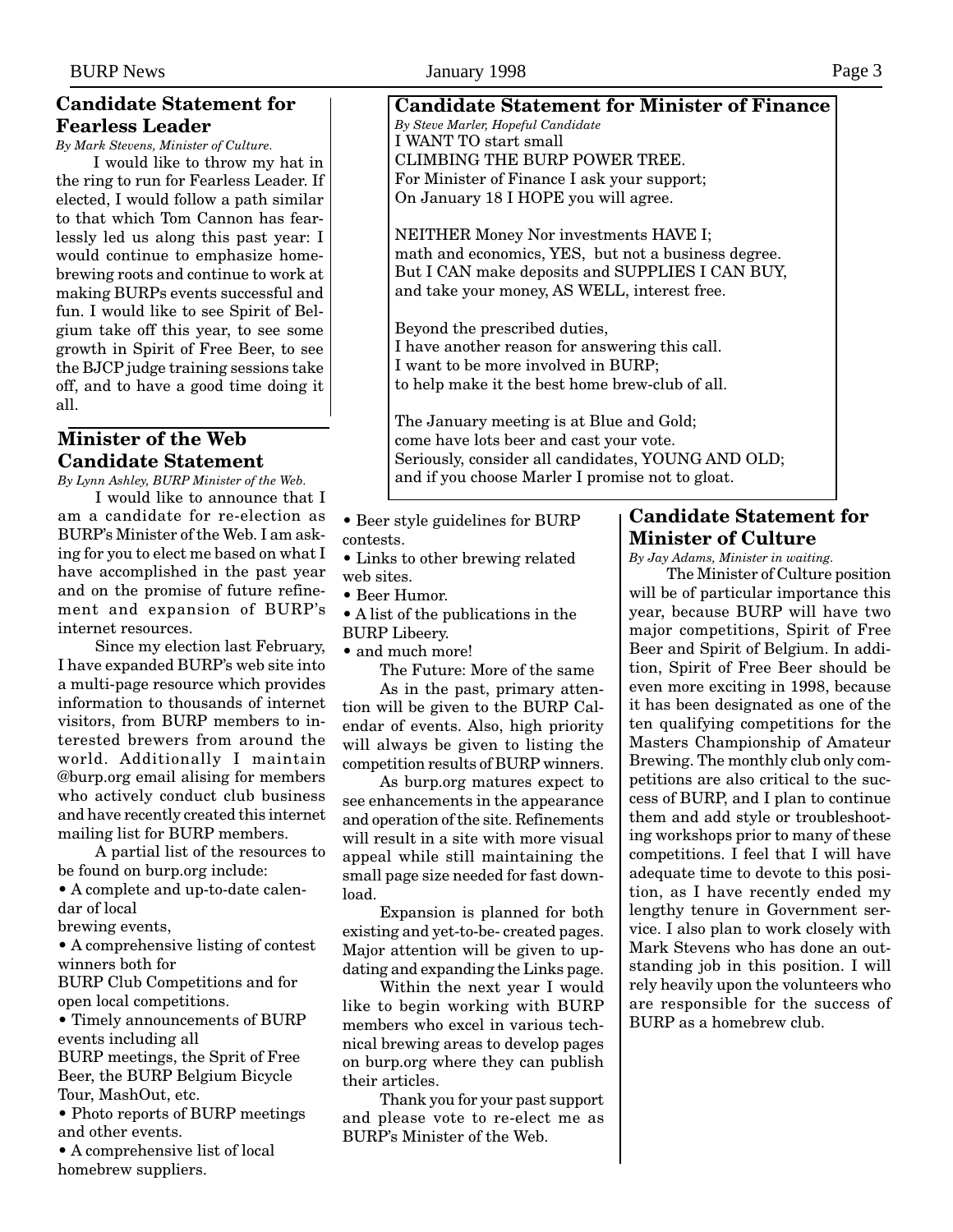## Candidate Statement for Fearless Leader

*By Mark Stevens, Minister of Culture.*

I would like to throw my hat in the ring to run for Fearless Leader. If elected, I would follow a path similar to that which Tom Cannon has fearlessly led us along this past year: I would continue to emphasize homebrewing roots and continue to work at making BURPs events successful and fun. I would like to see Spirit of Belgium take off this year, to see some growth in Spirit of Free Beer, to see the BJCP judge training sessions take off, and to have a good time doing it all.

## Minister of the Web Candidate Statement

*By Lynn Ashley, BURP Minister of the Web.*

I would like to announce that I am a candidate for re-election as BURP's Minister of the Web. I am asking for you to elect me based on what I have accomplished in the past year and on the promise of future refinement and expansion of BURP's internet resources.

Since my election last February, I have expanded BURP's web site into a multi-page resource which provides information to thousands of internet visitors, from BURP members to interested brewers from around the world. Additionally I maintain @burp.org email alising for members who actively conduct club business and have recently created this internet mailing list for BURP members.

A partial list of the resources to be found on burp.org include:

- A complete and up-to-date calendar of local brewing events,
- A comprehensive listing of contest winners both for BURP Club Competitions and for open local competitions.
- Timely announcements of BURP events including all BURP meetings, the Sprit of Free Beer, the BURP Belgium Bicycle Tour, MashOut, etc.
- Photo reports of BURP meetings and other events.
- A comprehensive list of local homebrew suppliers.
- Beer style guidelines for BURP contests.
- Links to other brewing related web sites.
- Beer Humor.
- A list of the publications in the BURP Libeery.
- and much more!

The Future: More of the same

As in the past, primary attention will be given to the BURP Calendar of events. Also, high priority will always be given to listing the competition results of BURP winners.

As burp.org matures expect to see enhancements in the appearance and operation of the site. Refinements will result in a site with more visual appeal while still maintaining the small page size needed for fast download.

Expansion is planned for both existing and yet-to-be- created pages. Major attention will be given to updating and expanding the Links page.

Within the next year I would like to begin working with BURP members who excel in various technical brewing areas to develop pages on burp.org where they can publish their articles.

Thank you for your past support and please vote to re-elect me as BURP's Minister of the Web.

## Candidate Statement for Minister of Finance

*By Steve Marler, Hopeful Candidate*

I WANT TO start small  
CLIMBING THE BURP POWER TREE.  
For Minister of Finance I ask your support;  
On January 18 I HOPE you will agree.

NEITHER Money Nor investments HAVE I;  
math and economics, YES, but not a business degree.  
But I CAN make deposits and SUPPLIES I CAN BUY,  
and take your money, AS WELL, interest free.

Beyond the prescribed duties,  
I have another reason for answering this call.  
I want to be more involved in BURP;  
to help make it the best home brew-club of all.

The January meeting is at Blue and Gold;  
come have lots beer and cast your vote.  
Seriously, consider all candidates, YOUNG AND OLD;  
and if you choose Marler I promise not to gloat.

## Candidate Statement for Minister of Culture

*By Jay Adams, Minister in waiting.*

The Minister of Culture position will be of particular importance this year, because BURP will have two major competitions, Spirit of Free Beer and Spirit of Belgium. In addition, Spirit of Free Beer should be even more exciting in 1998, because it has been designated as one of the ten qualifying competitions for the Masters Championship of Amateur Brewing. The monthly club only competitions are also critical to the success of BURP, and I plan to continue them and add style or troubleshooting workshops prior to many of these competitions. I feel that I will have adequate time to devote to this position, as I have recently ended my lengthy tenure in Government service. I also plan to work closely with Mark Stevens who has done an outstanding job in this position. I will rely heavily upon the volunteers who are responsible for the success of BURP as a homebrew club.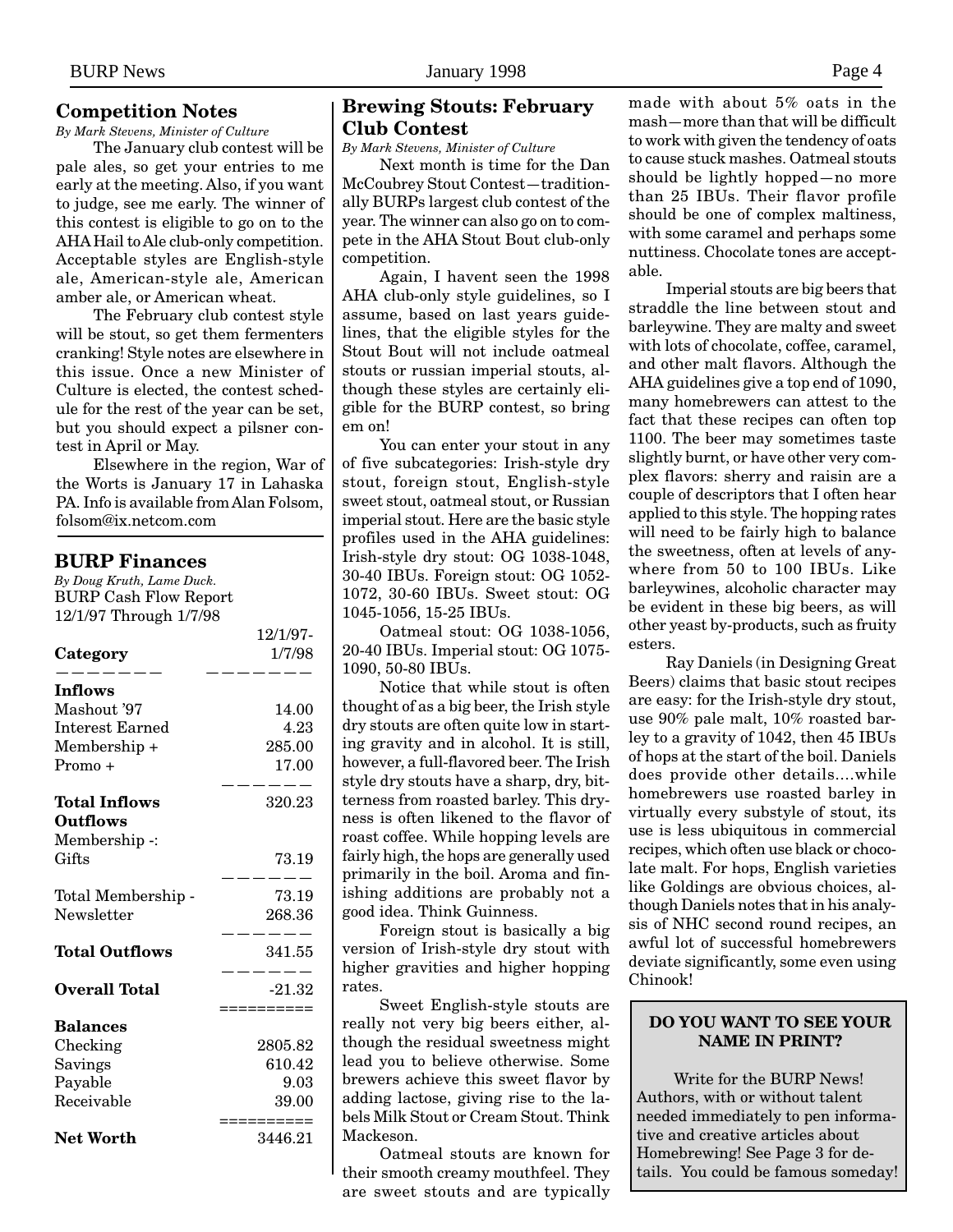## Competition Notes

*By Mark Stevens, Minister of Culture*

The January club contest will be pale ales, so get your entries to me early at the meeting. Also, if you want to judge, see me early. The winner of this contest is eligible to go on to the AHA Hail to Ale club-only competition. Acceptable styles are English-style ale, American-style ale, American amber ale, or American wheat.

The February club contest style will be stout, so get them fermenters cranking! Style notes are elsewhere in this issue. Once a new Minister of Culture is elected, the contest schedule for the rest of the year can be set, but you should expect a pilsner contest in April or May.

Elsewhere in the region, War of the Worts is January 17 in Lahaska PA. Info is available from Alan Folsom, folsom@ix.netcom.com

## BURP Finances

*By Doug Kruth, Lame Duck.*

BURP Cash Flow Report
12/1/97 Through 1/7/98

| Category | 12/1/97-1/7/98 |
|---|---|
| **Inflows** | |
| Mashout '97 | 14.00 |
| Interest Earned | 4.23 |
| Membership + | 285.00 |
| Promo + | 17.00 |
| **Total Inflows** | 320.23 |
| **Outflows** | |
| Membership -: | |
| Gifts | 73.19 |
| Total Membership - | 73.19 |
| Newsletter | 268.36 |
| **Total Outflows** | 341.55 |
| **Overall Total** | -21.32 |
| **Balances** | |
| Checking | 2805.82 |
| Savings | 610.42 |
| Payable | 9.03 |
| Receivable | 39.00 |
| **Net Worth** | 3446.21 |

## Brewing Stouts: February Club Contest

*By Mark Stevens, Minister of Culture*

Next month is time for the Dan McCoubrey Stout Contest—traditionally BURPs largest club contest of the year. The winner can also go on to compete in the AHA Stout Bout club-only competition.

Again, I havent seen the 1998 AHA club-only style guidelines, so I assume, based on last years guidelines, that the eligible styles for the Stout Bout will not include oatmeal stouts or russian imperial stouts, although these styles are certainly eligible for the BURP contest, so bring em on!

You can enter your stout in any of five subcategories: Irish-style dry stout, foreign stout, English-style sweet stout, oatmeal stout, or Russian imperial stout. Here are the basic style profiles used in the AHA guidelines: Irish-style dry stout: OG 1038-1048, 30-40 IBUs. Foreign stout: OG 1052-1072, 30-60 IBUs. Sweet stout: OG 1045-1056, 15-25 IBUs.

Oatmeal stout: OG 1038-1056, 20-40 IBUs. Imperial stout: OG 1075-1090, 50-80 IBUs.

Notice that while stout is often thought of as a big beer, the Irish style dry stouts are often quite low in starting gravity and in alcohol. It is still, however, a full-flavored beer. The Irish style dry stouts have a sharp, dry, bitterness from roasted barley. This dryness is often likened to the flavor of roast coffee. While hopping levels are fairly high, the hops are generally used primarily in the boil. Aroma and finishing additions are probably not a good idea. Think Guinness.

Foreign stout is basically a big version of Irish-style dry stout with higher gravities and higher hopping rates.

Sweet English-style stouts are really not very big beers either, although the residual sweetness might lead you to believe otherwise. Some brewers achieve this sweet flavor by adding lactose, giving rise to the labels Milk Stout or Cream Stout. Think Mackeson.

Oatmeal stouts are known for their smooth creamy mouthfeel. They are sweet stouts and are typically made with about 5% oats in the mash—more than that will be difficult to work with given the tendency of oats to cause stuck mashes. Oatmeal stouts should be lightly hopped—no more than 25 IBUs. Their flavor profile should be one of complex maltiness, with some caramel and perhaps some nuttiness. Chocolate tones are acceptable.

Imperial stouts are big beers that straddle the line between stout and barleywine. They are malty and sweet with lots of chocolate, coffee, caramel, and other malt flavors. Although the AHA guidelines give a top end of 1090, many homebrewers can attest to the fact that these recipes can often top 1100. The beer may sometimes taste slightly burnt, or have other very complex flavors: sherry and raisin are a couple of descriptors that I often hear applied to this style. The hopping rates will need to be fairly high to balance the sweetness, often at levels of anywhere from 50 to 100 IBUs. Like barleywines, alcoholic character may be evident in these big beers, as will other yeast by-products, such as fruity esters.

Ray Daniels (in Designing Great Beers) claims that basic stout recipes are easy: for the Irish-style dry stout, use 90% pale malt, 10% roasted barley to a gravity of 1042, then 45 IBUs of hops at the start of the boil. Daniels does provide other details....while homebrewers use roasted barley in virtually every substyle of stout, its use is less ubiquitous in commercial recipes, which often use black or chocolate malt. For hops, English varieties like Goldings are obvious choices, although Daniels notes that in his analysis of NHC second round recipes, an awful lot of successful homebrewers deviate significantly, some even using Chinook!

**DO YOU WANT TO SEE YOUR NAME IN PRINT?**

Write for the BURP News! Authors, with or without talent needed immediately to pen informative and creative articles about Homebrewing! See Page 3 for details. You could be famous someday!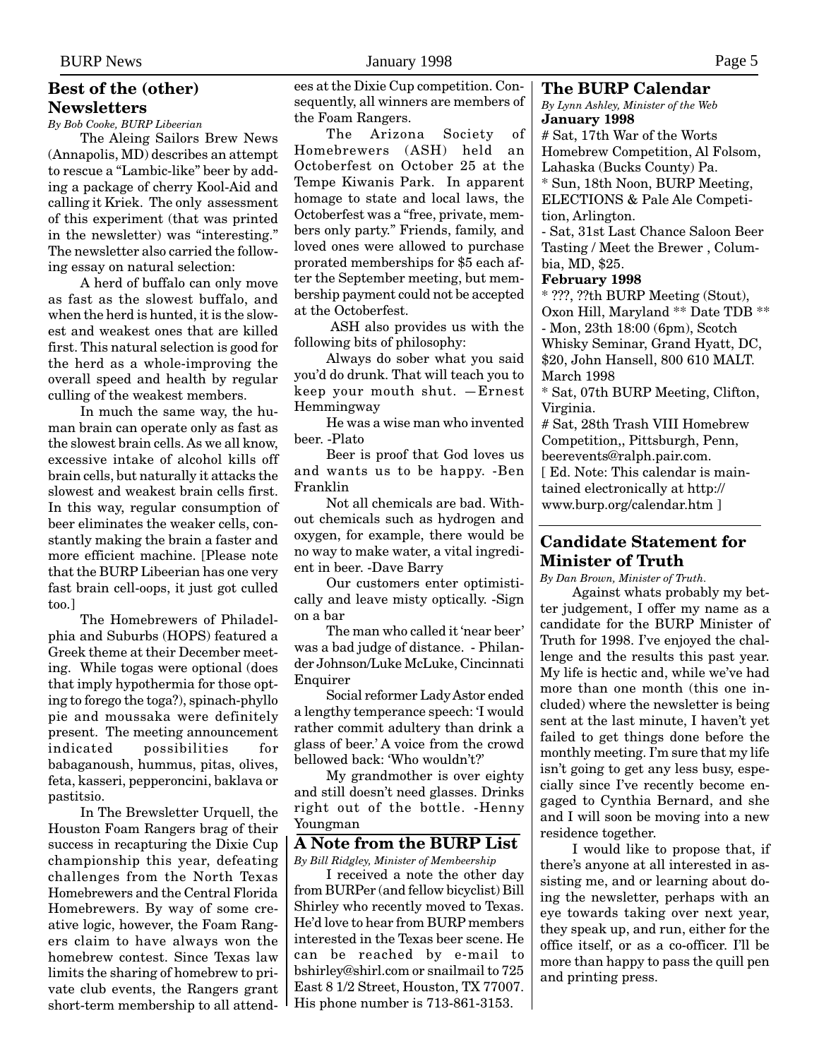## Best of the (other) Newsletters

*By Bob Cooke, BURP Libeerian*

The Aleing Sailors Brew News (Annapolis, MD) describes an attempt to rescue a "Lambic-like" beer by adding a package of cherry Kool-Aid and calling it Kriek. The only assessment of this experiment (that was printed in the newsletter) was "interesting." The newsletter also carried the following essay on natural selection:

A herd of buffalo can only move as fast as the slowest buffalo, and when the herd is hunted, it is the slowest and weakest ones that are killed first. This natural selection is good for the herd as a whole-improving the overall speed and health by regular culling of the weakest members.

In much the same way, the human brain can operate only as fast as the slowest brain cells. As we all know, excessive intake of alcohol kills off brain cells, but naturally it attacks the slowest and weakest brain cells first. In this way, regular consumption of beer eliminates the weaker cells, constantly making the brain a faster and more efficient machine. [Please note that the BURP Libeerian has one very fast brain cell-oops, it just got culled too.]

The Homebrewers of Philadelphia and Suburbs (HOPS) featured a Greek theme at their December meeting. While togas were optional (does that imply hypothermia for those opting to forego the toga?), spinach-phyllo pie and moussaka were definitely present. The meeting announcement indicated possibilities for babaganoush, hummus, pitas, olives, feta, kasseri, pepperoncini, baklava or pastitsio.

In The Brewsletter Urquell, the Houston Foam Rangers brag of their success in recapturing the Dixie Cup championship this year, defeating challenges from the North Texas Homebrewers and the Central Florida Homebrewers. By way of some creative logic, however, the Foam Rangers claim to have always won the homebrew contest. Since Texas law limits the sharing of homebrew to private club events, the Rangers grant short-term membership to all attendees at the Dixie Cup competition. Consequently, all winners are members of the Foam Rangers.

The Arizona Society of Homebrewers (ASH) held an Octoberfest on October 25 at the Tempe Kiwanis Park. In apparent homage to state and local laws, the Octoberfest was a "free, private, members only party." Friends, family, and loved ones were allowed to purchase prorated memberships for $5 each after the September meeting, but membership payment could not be accepted at the Octoberfest.

ASH also provides us with the following bits of philosophy:

Always do sober what you said you'd do drunk. That will teach you to keep your mouth shut. —Ernest Hemmingway

He was a wise man who invented beer. -Plato

Beer is proof that God loves us and wants us to be happy. -Ben Franklin

Not all chemicals are bad. Without chemicals such as hydrogen and oxygen, for example, there would be no way to make water, a vital ingredient in beer. -Dave Barry

Our customers enter optimistically and leave misty optically. -Sign on a bar

The man who called it 'near beer' was a bad judge of distance. - Philander Johnson/Luke McLuke, Cincinnati Enquirer

Social reformer Lady Astor ended a lengthy temperance speech: 'I would rather commit adultery than drink a glass of beer.' A voice from the crowd bellowed back: 'Who wouldn't?'

My grandmother is over eighty and still doesn't need glasses. Drinks right out of the bottle. -Henny Youngman

## A Note from the BURP List

*By Bill Ridgley, Minister of Membeership*

I received a note the other day from BURPer (and fellow bicyclist) Bill Shirley who recently moved to Texas. He'd love to hear from BURP members interested in the Texas beer scene. He can be reached by e-mail to bshirley@shirl.com or snailmail to 725 East 8 1/2 Street, Houston, TX 77007. His phone number is 713-861-3153.

## The BURP Calendar

*By Lynn Ashley, Minister of the Web*

**January 1998**

# Sat, 17th War of the Worts Homebrew Competition, Al Folsom, Lahaska (Bucks County) Pa.

* Sun, 18th Noon, BURP Meeting, ELECTIONS & Pale Ale Competition, Arlington.

- Sat, 31st Last Chance Saloon Beer Tasting / Meet the Brewer , Columbia, MD, $25.

**February 1998**

* ???, ??th BURP Meeting (Stout), Oxon Hill, Maryland ** Date TDB **

- Mon, 23th 18:00 (6pm), Scotch Whisky Seminar, Grand Hyatt, DC, $20, John Hansell, 800 610 MALT.

March 1998

* Sat, 07th BURP Meeting, Clifton, Virginia.

# Sat, 28th Trash VIII Homebrew Competition,, Pittsburgh, Penn, beerevents@ralph.pair.com.

[ Ed. Note: This calendar is maintained electronically at http://www.burp.org/calendar.htm ]

## Candidate Statement for Minister of Truth

*By Dan Brown, Minister of Truth.*

Against whats probably my better judgement, I offer my name as a candidate for the BURP Minister of Truth for 1998. I've enjoyed the challenge and the results this past year. My life is hectic and, while we've had more than one month (this one included) where the newsletter is being sent at the last minute, I haven't yet failed to get things done before the monthly meeting. I'm sure that my life isn't going to get any less busy, especially since I've recently become engaged to Cynthia Bernard, and she and I will soon be moving into a new residence together.

I would like to propose that, if there's anyone at all interested in assisting me, and or learning about doing the newsletter, perhaps with an eye towards taking over next year, they speak up, and run, either for the office itself, or as a co-officer. I'll be more than happy to pass the quill pen and printing press.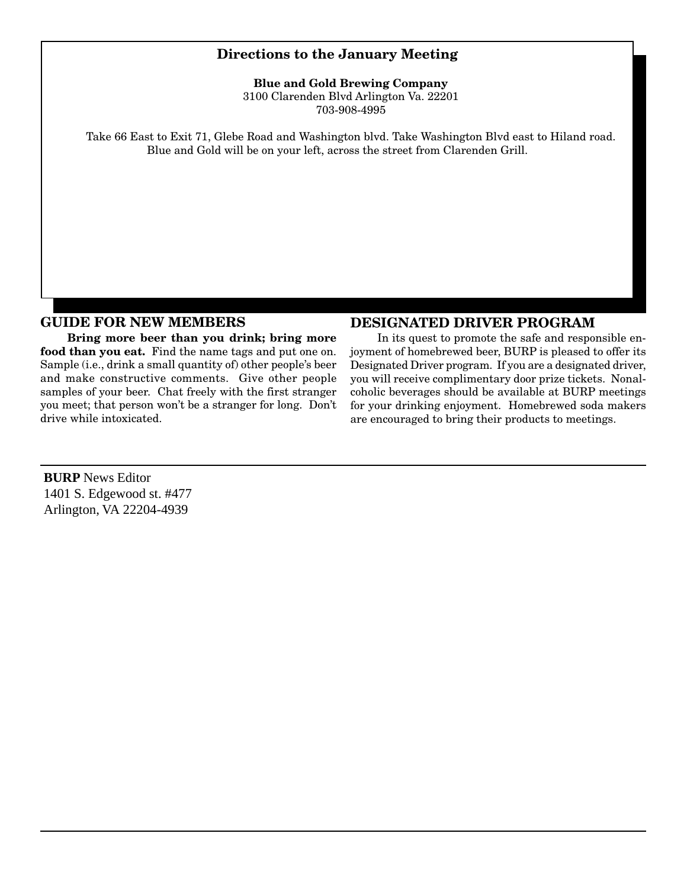## Directions to the January Meeting

**Blue and Gold Brewing Company**
3100 Clarenden Blvd Arlington Va. 22201
703-908-4995

Take 66 East to Exit 71, Glebe Road and Washington blvd. Take Washington Blvd east to Hiland road. Blue and Gold will be on your left, across the street from Clarenden Grill.

## GUIDE FOR NEW MEMBERS

**Bring more beer than you drink; bring more food than you eat.** Find the name tags and put one on. Sample (i.e., drink a small quantity of) other people's beer and make constructive comments. Give other people samples of your beer. Chat freely with the first stranger you meet; that person won't be a stranger for long. Don't drive while intoxicated.

## DESIGNATED DRIVER PROGRAM

In its quest to promote the safe and responsible enjoyment of homebrewed beer, BURP is pleased to offer its Designated Driver program. If you are a designated driver, you will receive complimentary door prize tickets. Nonalcoholic beverages should be available at BURP meetings for your drinking enjoyment. Homebrewed soda makers are encouraged to bring their products to meetings.

---

**BURP** News Editor
1401 S. Edgewood st. #477
Arlington, VA 22204-4939